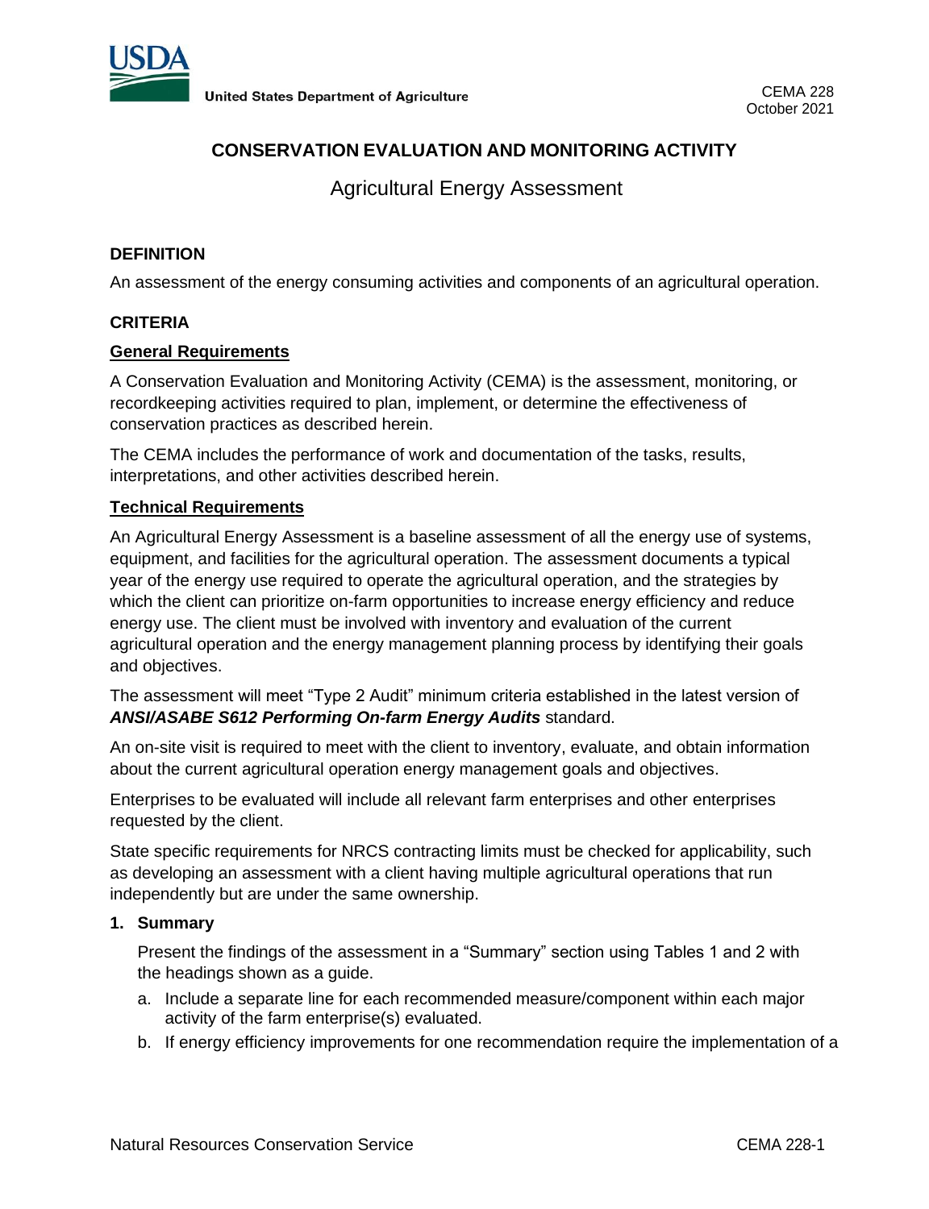CEMA 228
October 2021

# CONSERVATION EVALUATION AND MONITORING ACTIVITY

## Agricultural Energy Assessment

### DEFINITION

An assessment of the energy consuming activities and components of an agricultural operation.

### CRITERIA

#### General Requirements

A Conservation Evaluation and Monitoring Activity (CEMA) is the assessment, monitoring, or recordkeeping activities required to plan, implement, or determine the effectiveness of conservation practices as described herein.

The CEMA includes the performance of work and documentation of the tasks, results, interpretations, and other activities described herein.

#### Technical Requirements

An Agricultural Energy Assessment is a baseline assessment of all the energy use of systems, equipment, and facilities for the agricultural operation. The assessment documents a typical year of the energy use required to operate the agricultural operation, and the strategies by which the client can prioritize on-farm opportunities to increase energy efficiency and reduce energy use. The client must be involved with inventory and evaluation of the current agricultural operation and the energy management planning process by identifying their goals and objectives.

The assessment will meet "Type 2 Audit" minimum criteria established in the latest version of ***ANSI/ASABE S612 Performing On-farm Energy Audits*** standard.

An on-site visit is required to meet with the client to inventory, evaluate, and obtain information about the current agricultural operation energy management goals and objectives.

Enterprises to be evaluated will include all relevant farm enterprises and other enterprises requested by the client.

State specific requirements for NRCS contracting limits must be checked for applicability, such as developing an assessment with a client having multiple agricultural operations that run independently but are under the same ownership.

**1. Summary**

Present the findings of the assessment in a "Summary" section using Tables 1 and 2 with the headings shown as a guide.

a. Include a separate line for each recommended measure/component within each major activity of the farm enterprise(s) evaluated.

b. If energy efficiency improvements for one recommendation require the implementation of a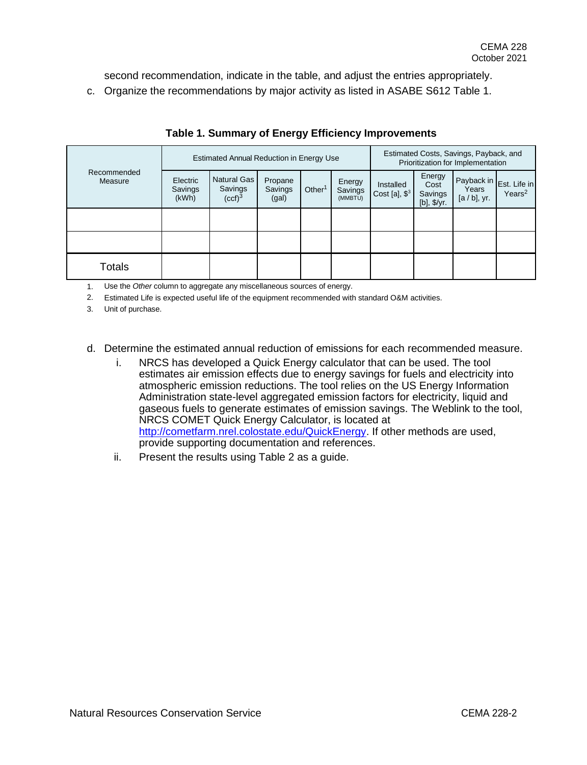second recommendation, indicate in the table, and adjust the entries appropriately.

c. Organize the recommendations by major activity as listed in ASABE S612 Table 1.

**Table 1. Summary of Energy Efficiency Improvements**

| Recommended Measure | Estimated Annual Reduction in Energy Use | | | | | Estimated Costs, Savings, Payback, and Prioritization for Implementation | | | |
|---|---|---|---|---|---|---|---|---|---|
| | Electric Savings (kWh) | Natural Gas Savings (ccf)[3] | Propane Savings (gal) | Other[1] | Energy Savings (MMBTU) | Installed Cost [a], $[3] | Energy Cost Savings [b], $/yr. | Payback in Years [a / b], yr. | Est. Life in Years[2] |
| | | | | | | | | | |
| | | | | | | | | | |
| Totals | | | | | | | | | |

1. Use the *Other* column to aggregate any miscellaneous sources of energy.
2. Estimated Life is expected useful life of the equipment recommended with standard O&M activities.
3. Unit of purchase.

d. Determine the estimated annual reduction of emissions for each recommended measure.
   i. NRCS has developed a Quick Energy calculator that can be used. The tool estimates air emission effects due to energy savings for fuels and electricity into atmospheric emission reductions. The tool relies on the US Energy Information Administration state-level aggregated emission factors for electricity, liquid and gaseous fuels to generate estimates of emission savings. The Weblink to the tool, NRCS COMET Quick Energy Calculator, is located at http://cometfarm.nrel.colostate.edu/QuickEnergy. If other methods are used, provide supporting documentation and references.
   ii. Present the results using Table 2 as a guide.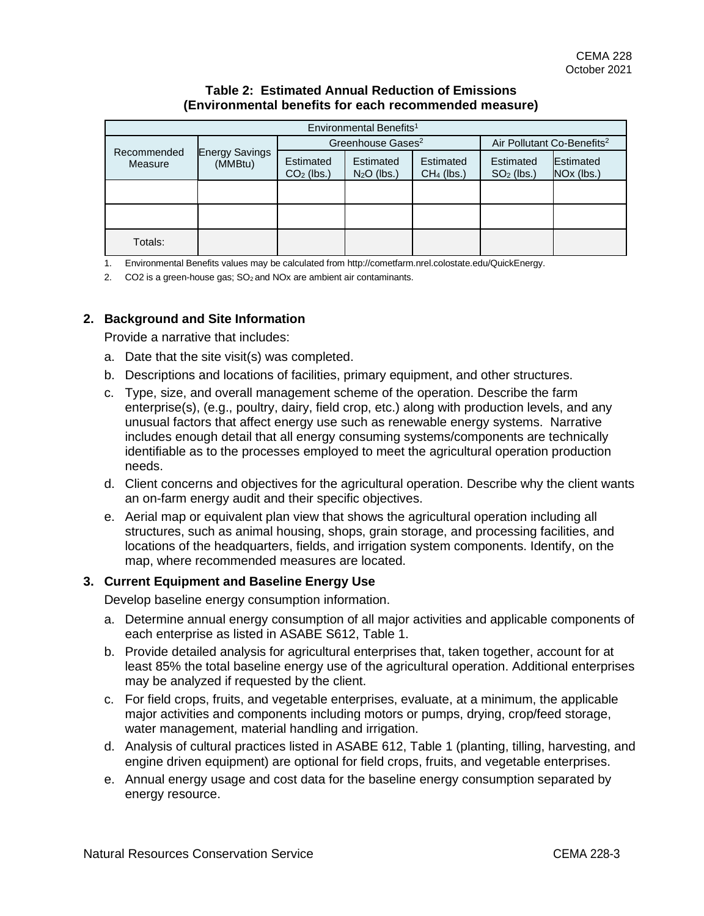**Table 2: Estimated Annual Reduction of Emissions (Environmental benefits for each recommended measure)**

| Environmental Benefits[1] | | | | | | |
|---|---|---|---|---|---|---|
| Recommended Measure | Energy Savings (MMBtu) | Greenhouse Gases[2] | | | Air Pollutant Co-Benefits[2] | |
| | | Estimated $CO_2$ (lbs.) | Estimated $N_2O$ (lbs.) | Estimated $CH_4$ (lbs.) | Estimated $SO_2$ (lbs.) | Estimated NOx (lbs.) |
| | | | | | | |
| | | | | | | |
| Totals: | | | | | | |

1. Environmental Benefits values may be calculated from http://cometfarm.nrel.colostate.edu/QuickEnergy.
2. CO2 is a green-house gas; $SO_2$ and NOx are ambient air contaminants.

## 2. Background and Site Information

Provide a narrative that includes:

a. Date that the site visit(s) was completed.

b. Descriptions and locations of facilities, primary equipment, and other structures.

c. Type, size, and overall management scheme of the operation. Describe the farm enterprise(s), (e.g., poultry, dairy, field crop, etc.) along with production levels, and any unusual factors that affect energy use such as renewable energy systems. Narrative includes enough detail that all energy consuming systems/components are technically identifiable as to the processes employed to meet the agricultural operation production needs.

d. Client concerns and objectives for the agricultural operation. Describe why the client wants an on-farm energy audit and their specific objectives.

e. Aerial map or equivalent plan view that shows the agricultural operation including all structures, such as animal housing, shops, grain storage, and processing facilities, and locations of the headquarters, fields, and irrigation system components. Identify, on the map, where recommended measures are located.

## 3. Current Equipment and Baseline Energy Use

Develop baseline energy consumption information.

a. Determine annual energy consumption of all major activities and applicable components of each enterprise as listed in ASABE S612, Table 1.

b. Provide detailed analysis for agricultural enterprises that, taken together, account for at least 85% the total baseline energy use of the agricultural operation. Additional enterprises may be analyzed if requested by the client.

c. For field crops, fruits, and vegetable enterprises, evaluate, at a minimum, the applicable major activities and components including motors or pumps, drying, crop/feed storage, water management, material handling and irrigation.

d. Analysis of cultural practices listed in ASABE 612, Table 1 (planting, tilling, harvesting, and engine driven equipment) are optional for field crops, fruits, and vegetable enterprises.

e. Annual energy usage and cost data for the baseline energy consumption separated by energy resource.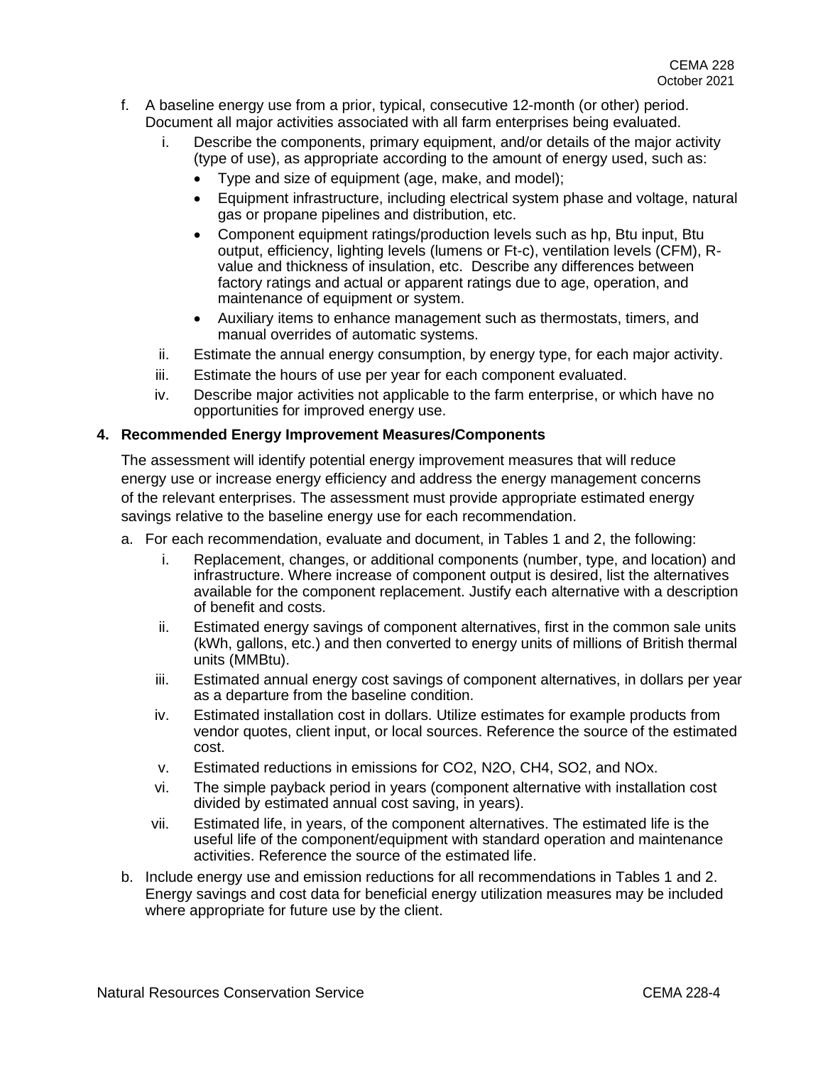f. A baseline energy use from a prior, typical, consecutive 12-month (or other) period. Document all major activities associated with all farm enterprises being evaluated.
   i. Describe the components, primary equipment, and/or details of the major activity (type of use), as appropriate according to the amount of energy used, such as:
      - Type and size of equipment (age, make, and model);
      - Equipment infrastructure, including electrical system phase and voltage, natural gas or propane pipelines and distribution, etc.
      - Component equipment ratings/production levels such as hp, Btu input, Btu output, efficiency, lighting levels (lumens or Ft-c), ventilation levels (CFM), R-value and thickness of insulation, etc. Describe any differences between factory ratings and actual or apparent ratings due to age, operation, and maintenance of equipment or system.
      - Auxiliary items to enhance management such as thermostats, timers, and manual overrides of automatic systems.
   ii. Estimate the annual energy consumption, by energy type, for each major activity.
   iii. Estimate the hours of use per year for each component evaluated.
   iv. Describe major activities not applicable to the farm enterprise, or which have no opportunities for improved energy use.

### 4. Recommended Energy Improvement Measures/Components

The assessment will identify potential energy improvement measures that will reduce energy use or increase energy efficiency and address the energy management concerns of the relevant enterprises. The assessment must provide appropriate estimated energy savings relative to the baseline energy use for each recommendation.

a. For each recommendation, evaluate and document, in Tables 1 and 2, the following:
   i. Replacement, changes, or additional components (number, type, and location) and infrastructure. Where increase of component output is desired, list the alternatives available for the component replacement. Justify each alternative with a description of benefit and costs.
   ii. Estimated energy savings of component alternatives, first in the common sale units (kWh, gallons, etc.) and then converted to energy units of millions of British thermal units (MMBtu).
   iii. Estimated annual energy cost savings of component alternatives, in dollars per year as a departure from the baseline condition.
   iv. Estimated installation cost in dollars. Utilize estimates for example products from vendor quotes, client input, or local sources. Reference the source of the estimated cost.
   v. Estimated reductions in emissions for $CO_2$, $N_2O$, $CH_4$, $SO_2$, and $NO_x$.
   vi. The simple payback period in years (component alternative with installation cost divided by estimated annual cost saving, in years).
   vii. Estimated life, in years, of the component alternatives. The estimated life is the useful life of the component/equipment with standard operation and maintenance activities. Reference the source of the estimated life.
b. Include energy use and emission reductions for all recommendations in Tables 1 and 2. Energy savings and cost data for beneficial energy utilization measures may be included where appropriate for future use by the client.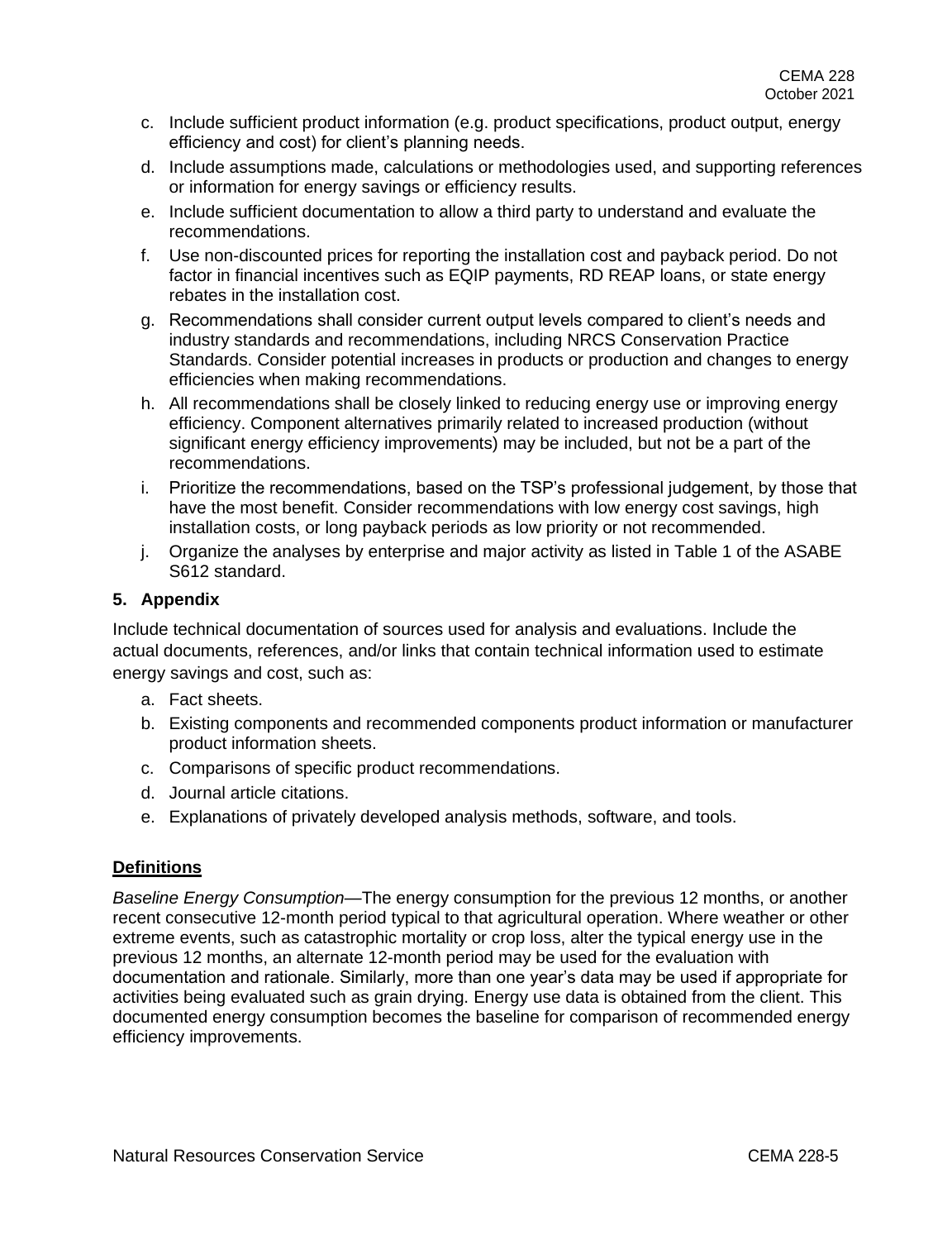c. Include sufficient product information (e.g. product specifications, product output, energy efficiency and cost) for client's planning needs.

d. Include assumptions made, calculations or methodologies used, and supporting references or information for energy savings or efficiency results.

e. Include sufficient documentation to allow a third party to understand and evaluate the recommendations.

f. Use non-discounted prices for reporting the installation cost and payback period. Do not factor in financial incentives such as EQIP payments, RD REAP loans, or state energy rebates in the installation cost.

g. Recommendations shall consider current output levels compared to client's needs and industry standards and recommendations, including NRCS Conservation Practice Standards. Consider potential increases in products or production and changes to energy efficiencies when making recommendations.

h. All recommendations shall be closely linked to reducing energy use or improving energy efficiency. Component alternatives primarily related to increased production (without significant energy efficiency improvements) may be included, but not be a part of the recommendations.

i. Prioritize the recommendations, based on the TSP's professional judgement, by those that have the most benefit. Consider recommendations with low energy cost savings, high installation costs, or long payback periods as low priority or not recommended.

j. Organize the analyses by enterprise and major activity as listed in Table 1 of the ASABE S612 standard.

### 5. Appendix

Include technical documentation of sources used for analysis and evaluations. Include the actual documents, references, and/or links that contain technical information used to estimate energy savings and cost, such as:

a. Fact sheets.

b. Existing components and recommended components product information or manufacturer product information sheets.

c. Comparisons of specific product recommendations.

d. Journal article citations.

e. Explanations of privately developed analysis methods, software, and tools.

## Definitions

*Baseline Energy Consumption*—The energy consumption for the previous 12 months, or another recent consecutive 12-month period typical to that agricultural operation. Where weather or other extreme events, such as catastrophic mortality or crop loss, alter the typical energy use in the previous 12 months, an alternate 12-month period may be used for the evaluation with documentation and rationale. Similarly, more than one year's data may be used if appropriate for activities being evaluated such as grain drying. Energy use data is obtained from the client. This documented energy consumption becomes the baseline for comparison of recommended energy efficiency improvements.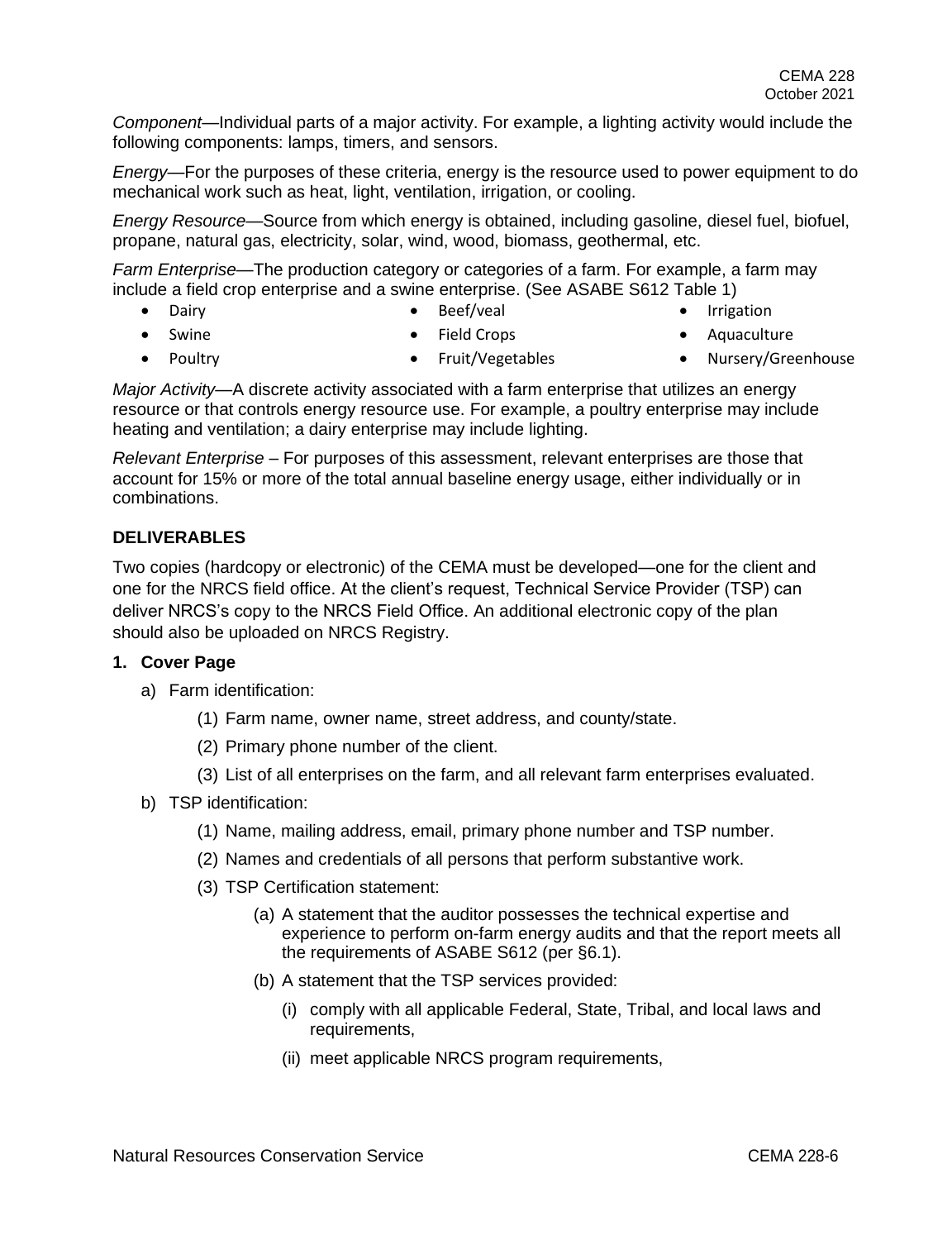*Component*—Individual parts of a major activity. For example, a lighting activity would include the following components: lamps, timers, and sensors.

*Energy*—For the purposes of these criteria, energy is the resource used to power equipment to do mechanical work such as heat, light, ventilation, irrigation, or cooling.

*Energy Resource*—Source from which energy is obtained, including gasoline, diesel fuel, biofuel, propane, natural gas, electricity, solar, wind, wood, biomass, geothermal, etc.

*Farm Enterprise*—The production category or categories of a farm. For example, a farm may include a field crop enterprise and a swine enterprise. (See ASABE S612 Table 1)

- Dairy
- Swine
- Poultry
- Beef/veal
- Field Crops
- Fruit/Vegetables
- Irrigation
- Aquaculture
- Nursery/Greenhouse

*Major Activity*—A discrete activity associated with a farm enterprise that utilizes an energy resource or that controls energy resource use. For example, a poultry enterprise may include heating and ventilation; a dairy enterprise may include lighting.

*Relevant Enterprise* – For purposes of this assessment, relevant enterprises are those that account for 15% or more of the total annual baseline energy usage, either individually or in combinations.

## DELIVERABLES

Two copies (hardcopy or electronic) of the CEMA must be developed—one for the client and one for the NRCS field office. At the client's request, Technical Service Provider (TSP) can deliver NRCS's copy to the NRCS Field Office. An additional electronic copy of the plan should also be uploaded on NRCS Registry.

**1. Cover Page**

a) Farm identification:

(1) Farm name, owner name, street address, and county/state.

(2) Primary phone number of the client.

(3) List of all enterprises on the farm, and all relevant farm enterprises evaluated.

b) TSP identification:

(1) Name, mailing address, email, primary phone number and TSP number.

(2) Names and credentials of all persons that perform substantive work.

(3) TSP Certification statement:

(a) A statement that the auditor possesses the technical expertise and experience to perform on-farm energy audits and that the report meets all the requirements of ASABE S612 (per §6.1).

(b) A statement that the TSP services provided:

(i) comply with all applicable Federal, State, Tribal, and local laws and requirements,

(ii) meet applicable NRCS program requirements,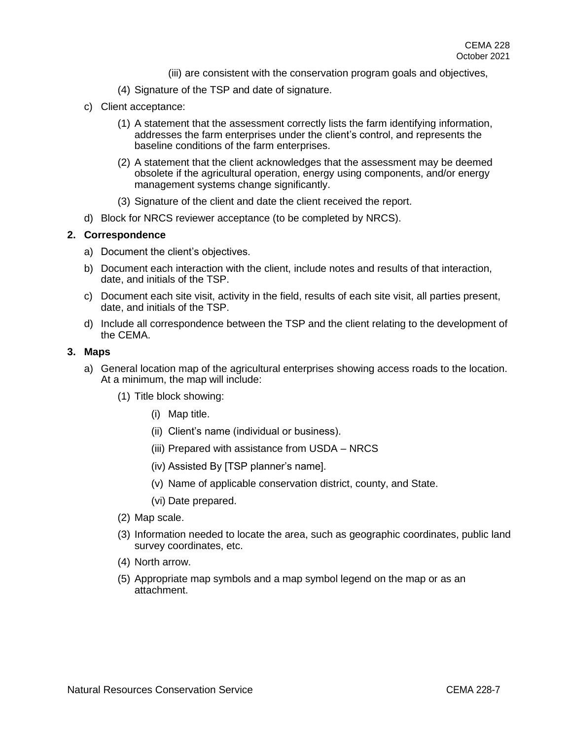(iii) are consistent with the conservation program goals and objectives,

(4) Signature of the TSP and date of signature.

c) Client acceptance:

(1) A statement that the assessment correctly lists the farm identifying information, addresses the farm enterprises under the client's control, and represents the baseline conditions of the farm enterprises.

(2) A statement that the client acknowledges that the assessment may be deemed obsolete if the agricultural operation, energy using components, and/or energy management systems change significantly.

(3) Signature of the client and date the client received the report.

d) Block for NRCS reviewer acceptance (to be completed by NRCS).

**2. Correspondence**

a) Document the client's objectives.

b) Document each interaction with the client, include notes and results of that interaction, date, and initials of the TSP.

c) Document each site visit, activity in the field, results of each site visit, all parties present, date, and initials of the TSP.

d) Include all correspondence between the TSP and the client relating to the development of the CEMA.

**3. Maps**

a) General location map of the agricultural enterprises showing access roads to the location. At a minimum, the map will include:

(1) Title block showing:

(i) Map title.

(ii) Client's name (individual or business).

(iii) Prepared with assistance from USDA – NRCS

(iv) Assisted By [TSP planner's name].

(v) Name of applicable conservation district, county, and State.

(vi) Date prepared.

(2) Map scale.

(3) Information needed to locate the area, such as geographic coordinates, public land survey coordinates, etc.

(4) North arrow.

(5) Appropriate map symbols and a map symbol legend on the map or as an attachment.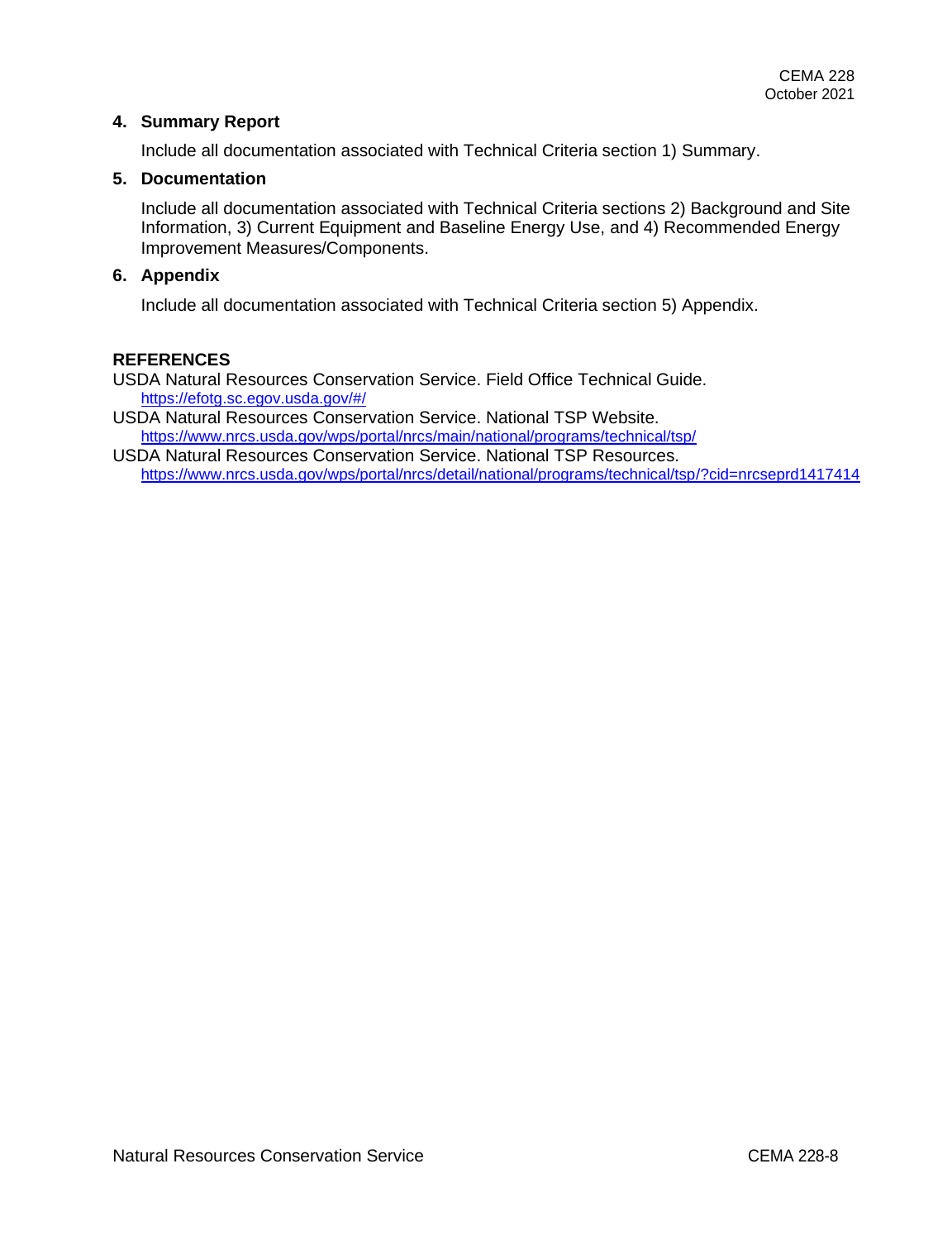### 4. Summary Report

Include all documentation associated with Technical Criteria section 1) Summary.

### 5. Documentation

Include all documentation associated with Technical Criteria sections 2) Background and Site Information, 3) Current Equipment and Baseline Energy Use, and 4) Recommended Energy Improvement Measures/Components.

### 6. Appendix

Include all documentation associated with Technical Criteria section 5) Appendix.

## REFERENCES

USDA Natural Resources Conservation Service. Field Office Technical Guide. https://efotg.sc.egov.usda.gov/#/

USDA Natural Resources Conservation Service. National TSP Website. https://www.nrcs.usda.gov/wps/portal/nrcs/main/national/programs/technical/tsp/

USDA Natural Resources Conservation Service. National TSP Resources. https://www.nrcs.usda.gov/wps/portal/nrcs/detail/national/programs/technical/tsp/?cid=nrcseprd1417414